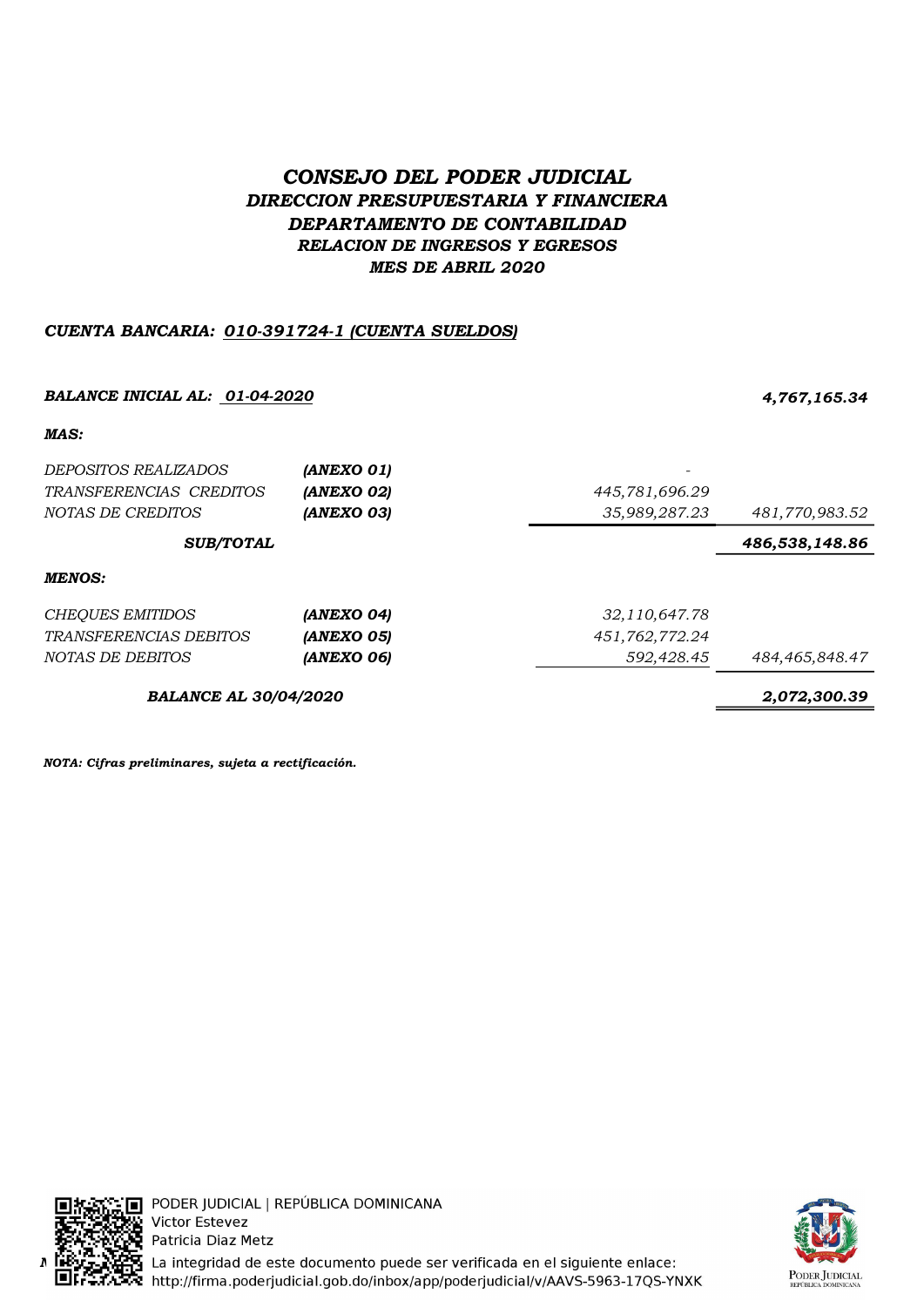# *CONSEJO DEL PODER JUDICIAL*

## *DIRECCION PRESUPUESTARIA Y FINANCIERA*

## *DEPARTAMENTO DE CONTABILIDAD*

### *RELACION DE INGRESOS Y EGRESOS*

### *MES DE ABRIL 2020*

***CUENTA BANCARIA: 010-391724-1 (CUENTA SUELDOS)***

| | | | |
|---|---|---|---|
| ***BALANCE INICIAL AL: 01-04-2020*** | | | ***4,767,165.34*** |
| ***MAS:*** | | | |
| *DEPOSITOS REALIZADOS* | ***(ANEXO 01)*** | - | |
| *TRANSFERENCIAS CREDITOS* | ***(ANEXO 02)*** | *445,781,696.29* | |
| *NOTAS DE CREDITOS* | ***(ANEXO 03)*** | *35,989,287.23* | *481,770,983.52* |
| ***SUB/TOTAL*** | | | ***486,538,148.86*** |
| ***MENOS:*** | | | |
| *CHEQUES EMITIDOS* | ***(ANEXO 04)*** | *32,110,647.78* | |
| *TRANSFERENCIAS DEBITOS* | ***(ANEXO 05)*** | *451,762,772.24* | |
| *NOTAS DE DEBITOS* | ***(ANEXO 06)*** | *592,428.45* | *484,465,848.47* |
| ***BALANCE AL 30/04/2020*** | | | ***2,072,300.39*** |

***NOTA: Cifras preliminares, sujeta a rectificación.***

PODER JUDICIAL | REPÚBLICA DOMINICANA
Victor Estevez
Patricia Diaz Metz
La integridad de este documento puede ser verificada en el siguiente enlace:
http://firma.poderjudicial.gob.do/inbox/app/poderjudicial/v/AAVS-5963-17QS-YNXK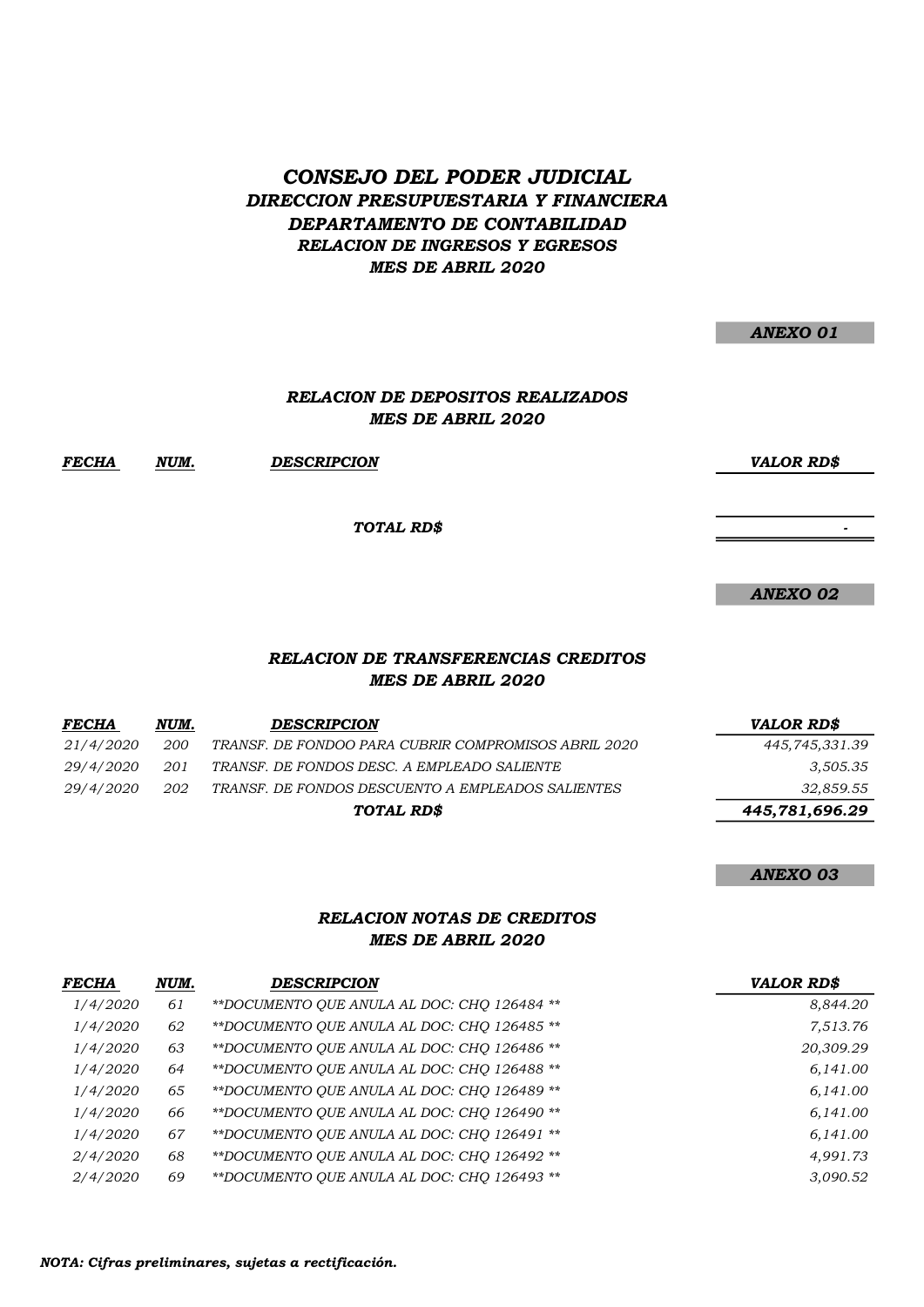# *CONSEJO DEL PODER JUDICIAL*
## *DIRECCION PRESUPUESTARIA Y FINANCIERA*
## *DEPARTAMENTO DE CONTABILIDAD*
### *RELACION DE INGRESOS Y EGRESOS*
### *MES DE ABRIL 2020*

***ANEXO 01***

### *RELACION DE DEPOSITOS REALIZADOS*
### *MES DE ABRIL 2020*

| *FECHA* | *NUM.* | *DESCRIPCION* | *VALOR RD$* |
|---|---|---|---|
| | | ***TOTAL RD$*** | - |

***ANEXO 02***

### *RELACION DE TRANSFERENCIAS CREDITOS*
### *MES DE ABRIL 2020*

| *FECHA* | *NUM.* | *DESCRIPCION* | *VALOR RD$* |
|---|---|---|---|
| *21/4/2020* | *200* | *TRANSF. DE FONDOO PARA CUBRIR COMPROMISOS ABRIL 2020* | *445,745,331.39* |
| *29/4/2020* | *201* | *TRANSF. DE FONDOS DESC. A EMPLEADO SALIENTE* | *3,505.35* |
| *29/4/2020* | *202* | *TRANSF. DE FONDOS DESCUENTO A EMPLEADOS SALIENTES* | *32,859.55* |
| | | ***TOTAL RD$*** | ***445,781,696.29*** |

***ANEXO 03***

### *RELACION NOTAS DE CREDITOS*
### *MES DE ABRIL 2020*

| *FECHA* | *NUM.* | *DESCRIPCION* | *VALOR RD$* |
|---|---|---|---|
| *1/4/2020* | *61* | *\*\*DOCUMENTO QUE ANULA AL DOC: CHQ 126484 \*\** | *8,844.20* |
| *1/4/2020* | *62* | *\*\*DOCUMENTO QUE ANULA AL DOC: CHQ 126485 \*\** | *7,513.76* |
| *1/4/2020* | *63* | *\*\*DOCUMENTO QUE ANULA AL DOC: CHQ 126486 \*\** | *20,309.29* |
| *1/4/2020* | *64* | *\*\*DOCUMENTO QUE ANULA AL DOC: CHQ 126488 \*\** | *6,141.00* |
| *1/4/2020* | *65* | *\*\*DOCUMENTO QUE ANULA AL DOC: CHQ 126489 \*\** | *6,141.00* |
| *1/4/2020* | *66* | *\*\*DOCUMENTO QUE ANULA AL DOC: CHQ 126490 \*\** | *6,141.00* |
| *1/4/2020* | *67* | *\*\*DOCUMENTO QUE ANULA AL DOC: CHQ 126491 \*\** | *6,141.00* |
| *2/4/2020* | *68* | *\*\*DOCUMENTO QUE ANULA AL DOC: CHQ 126492 \*\** | *4,991.73* |
| *2/4/2020* | *69* | *\*\*DOCUMENTO QUE ANULA AL DOC: CHQ 126493 \*\** | *3,090.52* |

***NOTA: Cifras preliminares, sujetas a rectificación.***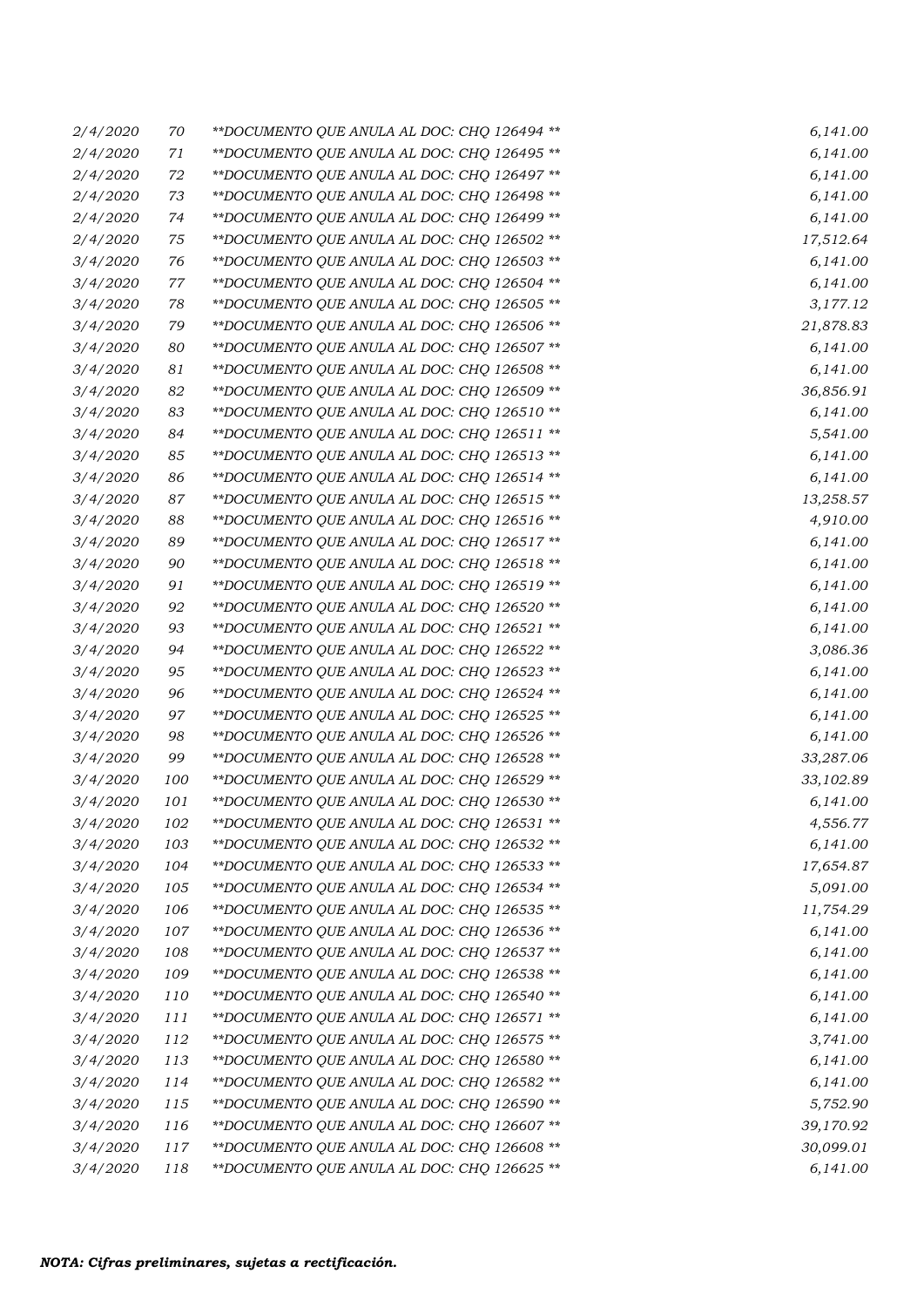| | | | |
|---|---|---|---|
| *2/4/2020* | *70* | *\*\*DOCUMENTO QUE ANULA AL DOC: CHQ 126494 \*\** | *6,141.00* |
| *2/4/2020* | *71* | *\*\*DOCUMENTO QUE ANULA AL DOC: CHQ 126495 \*\** | *6,141.00* |
| *2/4/2020* | *72* | *\*\*DOCUMENTO QUE ANULA AL DOC: CHQ 126497 \*\** | *6,141.00* |
| *2/4/2020* | *73* | *\*\*DOCUMENTO QUE ANULA AL DOC: CHQ 126498 \*\** | *6,141.00* |
| *2/4/2020* | *74* | *\*\*DOCUMENTO QUE ANULA AL DOC: CHQ 126499 \*\** | *6,141.00* |
| *2/4/2020* | *75* | *\*\*DOCUMENTO QUE ANULA AL DOC: CHQ 126502 \*\** | *17,512.64* |
| *3/4/2020* | *76* | *\*\*DOCUMENTO QUE ANULA AL DOC: CHQ 126503 \*\** | *6,141.00* |
| *3/4/2020* | *77* | *\*\*DOCUMENTO QUE ANULA AL DOC: CHQ 126504 \*\** | *6,141.00* |
| *3/4/2020* | *78* | *\*\*DOCUMENTO QUE ANULA AL DOC: CHQ 126505 \*\** | *3,177.12* |
| *3/4/2020* | *79* | *\*\*DOCUMENTO QUE ANULA AL DOC: CHQ 126506 \*\** | *21,878.83* |
| *3/4/2020* | *80* | *\*\*DOCUMENTO QUE ANULA AL DOC: CHQ 126507 \*\** | *6,141.00* |
| *3/4/2020* | *81* | *\*\*DOCUMENTO QUE ANULA AL DOC: CHQ 126508 \*\** | *6,141.00* |
| *3/4/2020* | *82* | *\*\*DOCUMENTO QUE ANULA AL DOC: CHQ 126509 \*\** | *36,856.91* |
| *3/4/2020* | *83* | *\*\*DOCUMENTO QUE ANULA AL DOC: CHQ 126510 \*\** | *6,141.00* |
| *3/4/2020* | *84* | *\*\*DOCUMENTO QUE ANULA AL DOC: CHQ 126511 \*\** | *5,541.00* |
| *3/4/2020* | *85* | *\*\*DOCUMENTO QUE ANULA AL DOC: CHQ 126513 \*\** | *6,141.00* |
| *3/4/2020* | *86* | *\*\*DOCUMENTO QUE ANULA AL DOC: CHQ 126514 \*\** | *6,141.00* |
| *3/4/2020* | *87* | *\*\*DOCUMENTO QUE ANULA AL DOC: CHQ 126515 \*\** | *13,258.57* |
| *3/4/2020* | *88* | *\*\*DOCUMENTO QUE ANULA AL DOC: CHQ 126516 \*\** | *4,910.00* |
| *3/4/2020* | *89* | *\*\*DOCUMENTO QUE ANULA AL DOC: CHQ 126517 \*\** | *6,141.00* |
| *3/4/2020* | *90* | *\*\*DOCUMENTO QUE ANULA AL DOC: CHQ 126518 \*\** | *6,141.00* |
| *3/4/2020* | *91* | *\*\*DOCUMENTO QUE ANULA AL DOC: CHQ 126519 \*\** | *6,141.00* |
| *3/4/2020* | *92* | *\*\*DOCUMENTO QUE ANULA AL DOC: CHQ 126520 \*\** | *6,141.00* |
| *3/4/2020* | *93* | *\*\*DOCUMENTO QUE ANULA AL DOC: CHQ 126521 \*\** | *6,141.00* |
| *3/4/2020* | *94* | *\*\*DOCUMENTO QUE ANULA AL DOC: CHQ 126522 \*\** | *3,086.36* |
| *3/4/2020* | *95* | *\*\*DOCUMENTO QUE ANULA AL DOC: CHQ 126523 \*\** | *6,141.00* |
| *3/4/2020* | *96* | *\*\*DOCUMENTO QUE ANULA AL DOC: CHQ 126524 \*\** | *6,141.00* |
| *3/4/2020* | *97* | *\*\*DOCUMENTO QUE ANULA AL DOC: CHQ 126525 \*\** | *6,141.00* |
| *3/4/2020* | *98* | *\*\*DOCUMENTO QUE ANULA AL DOC: CHQ 126526 \*\** | *6,141.00* |
| *3/4/2020* | *99* | *\*\*DOCUMENTO QUE ANULA AL DOC: CHQ 126528 \*\** | *33,287.06* |
| *3/4/2020* | *100* | *\*\*DOCUMENTO QUE ANULA AL DOC: CHQ 126529 \*\** | *33,102.89* |
| *3/4/2020* | *101* | *\*\*DOCUMENTO QUE ANULA AL DOC: CHQ 126530 \*\** | *6,141.00* |
| *3/4/2020* | *102* | *\*\*DOCUMENTO QUE ANULA AL DOC: CHQ 126531 \*\** | *4,556.77* |
| *3/4/2020* | *103* | *\*\*DOCUMENTO QUE ANULA AL DOC: CHQ 126532 \*\** | *6,141.00* |
| *3/4/2020* | *104* | *\*\*DOCUMENTO QUE ANULA AL DOC: CHQ 126533 \*\** | *17,654.87* |
| *3/4/2020* | *105* | *\*\*DOCUMENTO QUE ANULA AL DOC: CHQ 126534 \*\** | *5,091.00* |
| *3/4/2020* | *106* | *\*\*DOCUMENTO QUE ANULA AL DOC: CHQ 126535 \*\** | *11,754.29* |
| *3/4/2020* | *107* | *\*\*DOCUMENTO QUE ANULA AL DOC: CHQ 126536 \*\** | *6,141.00* |
| *3/4/2020* | *108* | *\*\*DOCUMENTO QUE ANULA AL DOC: CHQ 126537 \*\** | *6,141.00* |
| *3/4/2020* | *109* | *\*\*DOCUMENTO QUE ANULA AL DOC: CHQ 126538 \*\** | *6,141.00* |
| *3/4/2020* | *110* | *\*\*DOCUMENTO QUE ANULA AL DOC: CHQ 126540 \*\** | *6,141.00* |
| *3/4/2020* | *111* | *\*\*DOCUMENTO QUE ANULA AL DOC: CHQ 126571 \*\** | *6,141.00* |
| *3/4/2020* | *112* | *\*\*DOCUMENTO QUE ANULA AL DOC: CHQ 126575 \*\** | *3,741.00* |
| *3/4/2020* | *113* | *\*\*DOCUMENTO QUE ANULA AL DOC: CHQ 126580 \*\** | *6,141.00* |
| *3/4/2020* | *114* | *\*\*DOCUMENTO QUE ANULA AL DOC: CHQ 126582 \*\** | *6,141.00* |
| *3/4/2020* | *115* | *\*\*DOCUMENTO QUE ANULA AL DOC: CHQ 126590 \*\** | *5,752.90* |
| *3/4/2020* | *116* | *\*\*DOCUMENTO QUE ANULA AL DOC: CHQ 126607 \*\** | *39,170.92* |
| *3/4/2020* | *117* | *\*\*DOCUMENTO QUE ANULA AL DOC: CHQ 126608 \*\** | *30,099.01* |
| *3/4/2020* | *118* | *\*\*DOCUMENTO QUE ANULA AL DOC: CHQ 126625 \*\** | *6,141.00* |

***NOTA: Cifras preliminares, sujetas a rectificación.***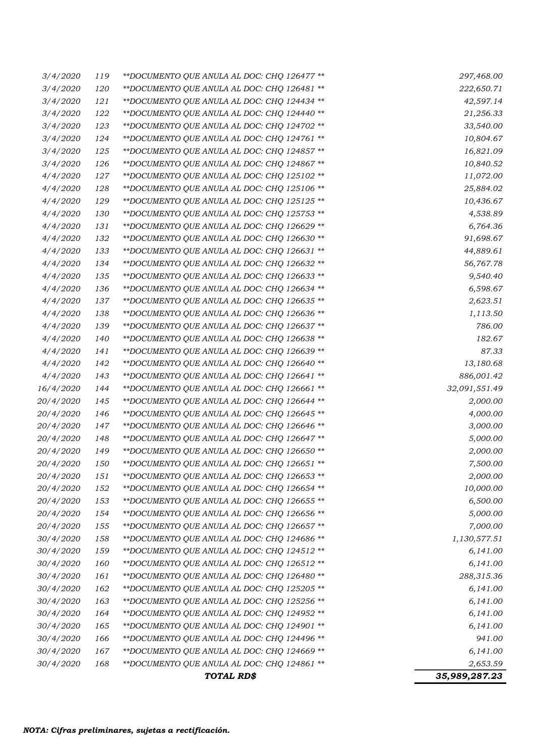| | | | |
|---|---|---|---|
| *3/4/2020* | *119* | *\*\*DOCUMENTO QUE ANULA AL DOC: CHQ 126477 \*\** | *297,468.00* |
| *3/4/2020* | *120* | *\*\*DOCUMENTO QUE ANULA AL DOC: CHQ 126481 \*\** | *222,650.71* |
| *3/4/2020* | *121* | *\*\*DOCUMENTO QUE ANULA AL DOC: CHQ 124434 \*\** | *42,597.14* |
| *3/4/2020* | *122* | *\*\*DOCUMENTO QUE ANULA AL DOC: CHQ 124440 \*\** | *21,256.33* |
| *3/4/2020* | *123* | *\*\*DOCUMENTO QUE ANULA AL DOC: CHQ 124702 \*\** | *33,540.00* |
| *3/4/2020* | *124* | *\*\*DOCUMENTO QUE ANULA AL DOC: CHQ 124761 \*\** | *10,804.67* |
| *3/4/2020* | *125* | *\*\*DOCUMENTO QUE ANULA AL DOC: CHQ 124857 \*\** | *16,821.09* |
| *3/4/2020* | *126* | *\*\*DOCUMENTO QUE ANULA AL DOC: CHQ 124867 \*\** | *10,840.52* |
| *4/4/2020* | *127* | *\*\*DOCUMENTO QUE ANULA AL DOC: CHQ 125102 \*\** | *11,072.00* |
| *4/4/2020* | *128* | *\*\*DOCUMENTO QUE ANULA AL DOC: CHQ 125106 \*\** | *25,884.02* |
| *4/4/2020* | *129* | *\*\*DOCUMENTO QUE ANULA AL DOC: CHQ 125125 \*\** | *10,436.67* |
| *4/4/2020* | *130* | *\*\*DOCUMENTO QUE ANULA AL DOC: CHQ 125753 \*\** | *4,538.89* |
| *4/4/2020* | *131* | *\*\*DOCUMENTO QUE ANULA AL DOC: CHQ 126629 \*\** | *6,764.36* |
| *4/4/2020* | *132* | *\*\*DOCUMENTO QUE ANULA AL DOC: CHQ 126630 \*\** | *91,698.67* |
| *4/4/2020* | *133* | *\*\*DOCUMENTO QUE ANULA AL DOC: CHQ 126631 \*\** | *44,889.61* |
| *4/4/2020* | *134* | *\*\*DOCUMENTO QUE ANULA AL DOC: CHQ 126632 \*\** | *56,767.78* |
| *4/4/2020* | *135* | *\*\*DOCUMENTO QUE ANULA AL DOC: CHQ 126633 \*\** | *9,540.40* |
| *4/4/2020* | *136* | *\*\*DOCUMENTO QUE ANULA AL DOC: CHQ 126634 \*\** | *6,598.67* |
| *4/4/2020* | *137* | *\*\*DOCUMENTO QUE ANULA AL DOC: CHQ 126635 \*\** | *2,623.51* |
| *4/4/2020* | *138* | *\*\*DOCUMENTO QUE ANULA AL DOC: CHQ 126636 \*\** | *1,113.50* |
| *4/4/2020* | *139* | *\*\*DOCUMENTO QUE ANULA AL DOC: CHQ 126637 \*\** | *786.00* |
| *4/4/2020* | *140* | *\*\*DOCUMENTO QUE ANULA AL DOC: CHQ 126638 \*\** | *182.67* |
| *4/4/2020* | *141* | *\*\*DOCUMENTO QUE ANULA AL DOC: CHQ 126639 \*\** | *87.33* |
| *4/4/2020* | *142* | *\*\*DOCUMENTO QUE ANULA AL DOC: CHQ 126640 \*\** | *13,180.68* |
| *4/4/2020* | *143* | *\*\*DOCUMENTO QUE ANULA AL DOC: CHQ 126641 \*\** | *886,001.42* |
| *16/4/2020* | *144* | *\*\*DOCUMENTO QUE ANULA AL DOC: CHQ 126661 \*\** | *32,091,551.49* |
| *20/4/2020* | *145* | *\*\*DOCUMENTO QUE ANULA AL DOC: CHQ 126644 \*\** | *2,000.00* |
| *20/4/2020* | *146* | *\*\*DOCUMENTO QUE ANULA AL DOC: CHQ 126645 \*\** | *4,000.00* |
| *20/4/2020* | *147* | *\*\*DOCUMENTO QUE ANULA AL DOC: CHQ 126646 \*\** | *3,000.00* |
| *20/4/2020* | *148* | *\*\*DOCUMENTO QUE ANULA AL DOC: CHQ 126647 \*\** | *5,000.00* |
| *20/4/2020* | *149* | *\*\*DOCUMENTO QUE ANULA AL DOC: CHQ 126650 \*\** | *2,000.00* |
| *20/4/2020* | *150* | *\*\*DOCUMENTO QUE ANULA AL DOC: CHQ 126651 \*\** | *7,500.00* |
| *20/4/2020* | *151* | *\*\*DOCUMENTO QUE ANULA AL DOC: CHQ 126653 \*\** | *2,000.00* |
| *20/4/2020* | *152* | *\*\*DOCUMENTO QUE ANULA AL DOC: CHQ 126654 \*\** | *10,000.00* |
| *20/4/2020* | *153* | *\*\*DOCUMENTO QUE ANULA AL DOC: CHQ 126655 \*\** | *6,500.00* |
| *20/4/2020* | *154* | *\*\*DOCUMENTO QUE ANULA AL DOC: CHQ 126656 \*\** | *5,000.00* |
| *20/4/2020* | *155* | *\*\*DOCUMENTO QUE ANULA AL DOC: CHQ 126657 \*\** | *7,000.00* |
| *30/4/2020* | *158* | *\*\*DOCUMENTO QUE ANULA AL DOC: CHQ 124686 \*\** | *1,130,577.51* |
| *30/4/2020* | *159* | *\*\*DOCUMENTO QUE ANULA AL DOC: CHQ 124512 \*\** | *6,141.00* |
| *30/4/2020* | *160* | *\*\*DOCUMENTO QUE ANULA AL DOC: CHQ 126512 \*\** | *6,141.00* |
| *30/4/2020* | *161* | *\*\*DOCUMENTO QUE ANULA AL DOC: CHQ 126480 \*\** | *288,315.36* |
| *30/4/2020* | *162* | *\*\*DOCUMENTO QUE ANULA AL DOC: CHQ 125205 \*\** | *6,141.00* |
| *30/4/2020* | *163* | *\*\*DOCUMENTO QUE ANULA AL DOC: CHQ 125256 \*\** | *6,141.00* |
| *30/4/2020* | *164* | *\*\*DOCUMENTO QUE ANULA AL DOC: CHQ 124952 \*\** | *6,141.00* |
| *30/4/2020* | *165* | *\*\*DOCUMENTO QUE ANULA AL DOC: CHQ 124901 \*\** | *6,141.00* |
| *30/4/2020* | *166* | *\*\*DOCUMENTO QUE ANULA AL DOC: CHQ 124496 \*\** | *941.00* |
| *30/4/2020* | *167* | *\*\*DOCUMENTO QUE ANULA AL DOC: CHQ 124669 \*\** | *6,141.00* |
| *30/4/2020* | *168* | *\*\*DOCUMENTO QUE ANULA AL DOC: CHQ 124861 \*\** | *2,653.59* |
| | | ***TOTAL RD$*** | ***35,989,287.23*** |

***NOTA: Cifras preliminares, sujetas a rectificación.***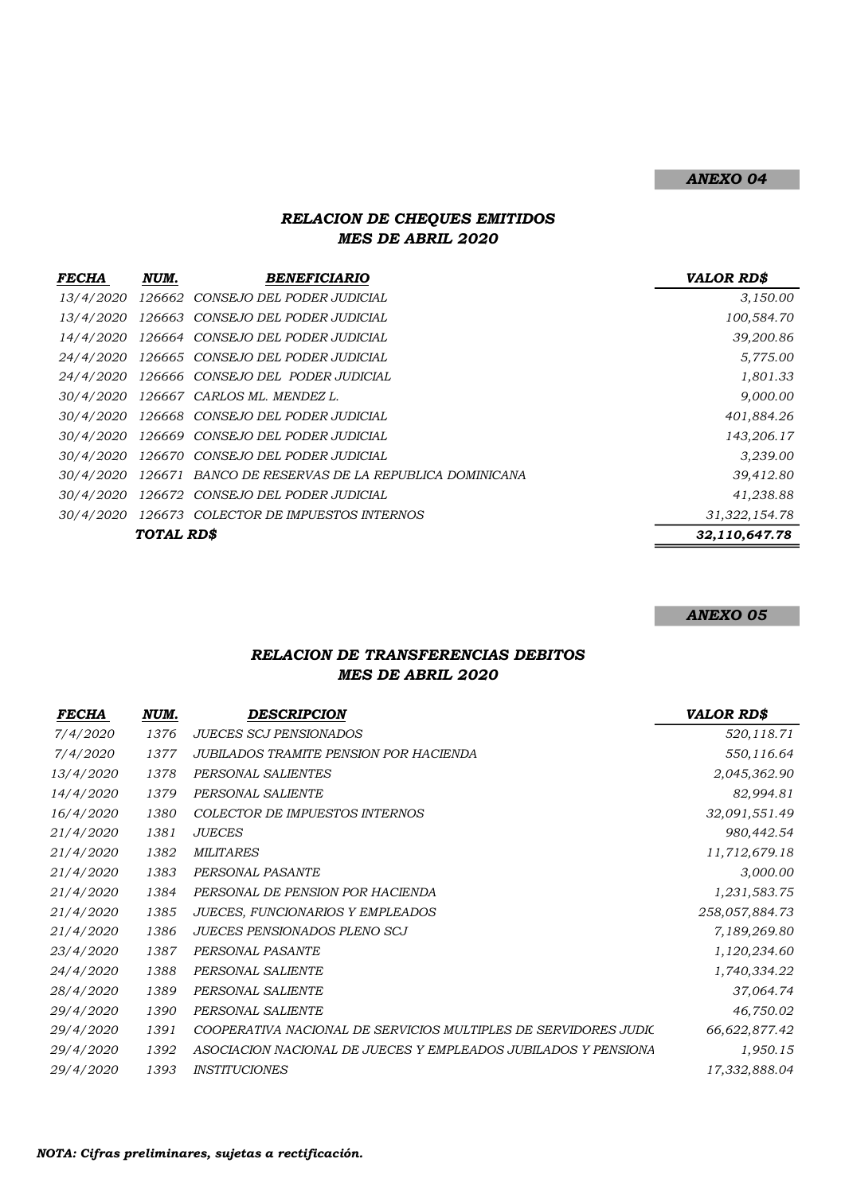***ANEXO 04***

## *RELACION DE CHEQUES EMITIDOS*
## *MES DE ABRIL 2020*

| *FECHA* | *NUM.* | *BENEFICIARIO* | *VALOR RD$* |
|---|---|---|---|
| 13/4/2020 | 126662 | CONSEJO DEL PODER JUDICIAL | 3,150.00 |
| 13/4/2020 | 126663 | CONSEJO DEL PODER JUDICIAL | 100,584.70 |
| 14/4/2020 | 126664 | CONSEJO DEL PODER JUDICIAL | 39,200.86 |
| 24/4/2020 | 126665 | CONSEJO DEL PODER JUDICIAL | 5,775.00 |
| 24/4/2020 | 126666 | CONSEJO DEL PODER JUDICIAL | 1,801.33 |
| 30/4/2020 | 126667 | CARLOS ML. MENDEZ L. | 9,000.00 |
| 30/4/2020 | 126668 | CONSEJO DEL PODER JUDICIAL | 401,884.26 |
| 30/4/2020 | 126669 | CONSEJO DEL PODER JUDICIAL | 143,206.17 |
| 30/4/2020 | 126670 | CONSEJO DEL PODER JUDICIAL | 3,239.00 |
| 30/4/2020 | 126671 | BANCO DE RESERVAS DE LA REPUBLICA DOMINICANA | 39,412.80 |
| 30/4/2020 | 126672 | CONSEJO DEL PODER JUDICIAL | 41,238.88 |
| 30/4/2020 | 126673 | COLECTOR DE IMPUESTOS INTERNOS | 31,322,154.78 |
| | ***TOTAL RD$*** | | ***32,110,647.78*** |

***ANEXO 05***

## *RELACION DE TRANSFERENCIAS DEBITOS*
## *MES DE ABRIL 2020*

| *FECHA* | *NUM.* | *DESCRIPCION* | *VALOR RD$* |
|---|---|---|---|
| 7/4/2020 | 1376 | JUECES SCJ PENSIONADOS | 520,118.71 |
| 7/4/2020 | 1377 | JUBILADOS TRAMITE PENSION POR HACIENDA | 550,116.64 |
| 13/4/2020 | 1378 | PERSONAL SALIENTES | 2,045,362.90 |
| 14/4/2020 | 1379 | PERSONAL SALIENTE | 82,994.81 |
| 16/4/2020 | 1380 | COLECTOR DE IMPUESTOS INTERNOS | 32,091,551.49 |
| 21/4/2020 | 1381 | JUECES | 980,442.54 |
| 21/4/2020 | 1382 | MILITARES | 11,712,679.18 |
| 21/4/2020 | 1383 | PERSONAL PASANTE | 3,000.00 |
| 21/4/2020 | 1384 | PERSONAL DE PENSION POR HACIENDA | 1,231,583.75 |
| 21/4/2020 | 1385 | JUECES, FUNCIONARIOS Y EMPLEADOS | 258,057,884.73 |
| 21/4/2020 | 1386 | JUECES PENSIONADOS PLENO SCJ | 7,189,269.80 |
| 23/4/2020 | 1387 | PERSONAL PASANTE | 1,120,234.60 |
| 24/4/2020 | 1388 | PERSONAL SALIENTE | 1,740,334.22 |
| 28/4/2020 | 1389 | PERSONAL SALIENTE | 37,064.74 |
| 29/4/2020 | 1390 | PERSONAL SALIENTE | 46,750.02 |
| 29/4/2020 | 1391 | COOPERATIVA NACIONAL DE SERVICIOS MULTIPLES DE SERVIDORES JUDIC | 66,622,877.42 |
| 29/4/2020 | 1392 | ASOCIACION NACIONAL DE JUECES Y EMPLEADOS JUBILADOS Y PENSIONA | 1,950.15 |
| 29/4/2020 | 1393 | INSTITUCIONES | 17,332,888.04 |

***NOTA: Cifras preliminares, sujetas a rectificación.***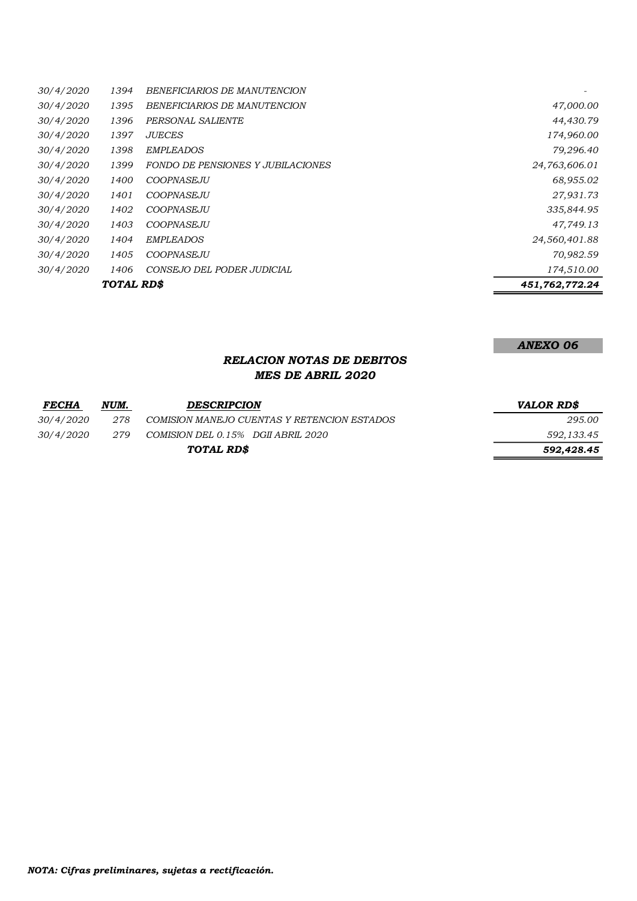| | | | |
|---|---|---|---|
| *30/4/2020* | *1394* | *BENEFICIARIOS DE MANUTENCION* | - |
| *30/4/2020* | *1395* | *BENEFICIARIOS DE MANUTENCION* | *47,000.00* |
| *30/4/2020* | *1396* | *PERSONAL SALIENTE* | *44,430.79* |
| *30/4/2020* | *1397* | *JUECES* | *174,960.00* |
| *30/4/2020* | *1398* | *EMPLEADOS* | *79,296.40* |
| *30/4/2020* | *1399* | *FONDO DE PENSIONES Y JUBILACIONES* | *24,763,606.01* |
| *30/4/2020* | *1400* | *COOPNASEJU* | *68,955.02* |
| *30/4/2020* | *1401* | *COOPNASEJU* | *27,931.73* |
| *30/4/2020* | *1402* | *COOPNASEJU* | *335,844.95* |
| *30/4/2020* | *1403* | *COOPNASEJU* | *47,749.13* |
| *30/4/2020* | *1404* | *EMPLEADOS* | *24,560,401.88* |
| *30/4/2020* | *1405* | *COOPNASEJU* | *70,982.59* |
| *30/4/2020* | *1406* | *CONSEJO DEL PODER JUDICIAL* | *174,510.00* |
| | ***TOTAL RD$*** | | ***451,762,772.24*** |

***ANEXO 06***

## *RELACION NOTAS DE DEBITOS*
## *MES DE ABRIL 2020*

| ***FECHA*** | ***NUM.*** | ***DESCRIPCION*** | ***VALOR RD$*** |
|---|---|---|---|
| *30/4/2020* | *278* | *COMISION MANEJO CUENTAS Y RETENCION ESTADOS* | *295.00* |
| *30/4/2020* | *279* | *COMISION DEL 0.15% DGII ABRIL 2020* | *592,133.45* |
| | | ***TOTAL RD$*** | ***592,428.45*** |

***NOTA: Cifras preliminares, sujetas a rectificación.***